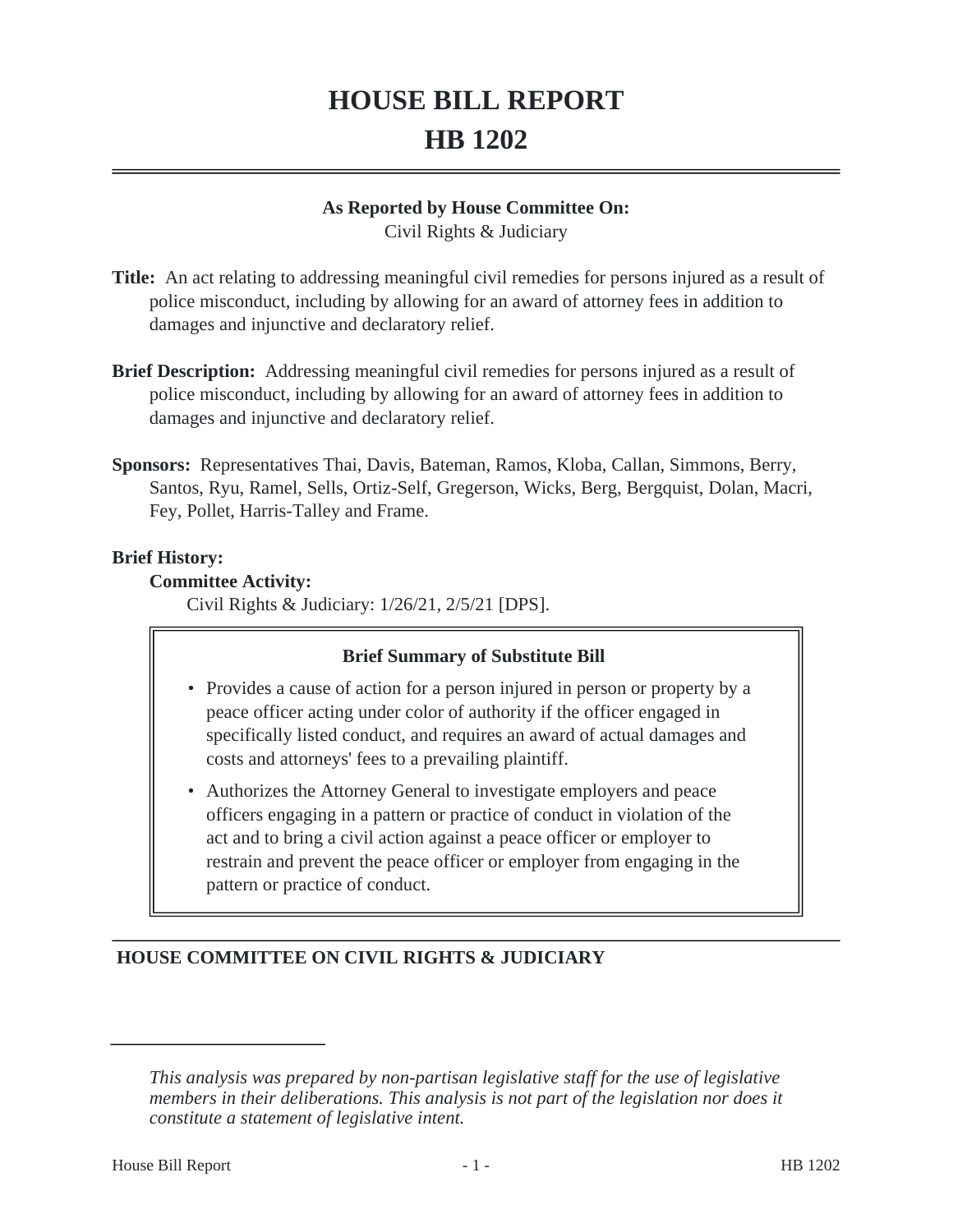# HOUSE BILL REPORT
# HB 1202

**As Reported by House Committee On:**
Civil Rights & Judiciary

**Title:** An act relating to addressing meaningful civil remedies for persons injured as a result of police misconduct, including by allowing for an award of attorney fees in addition to damages and injunctive and declaratory relief.

**Brief Description:** Addressing meaningful civil remedies for persons injured as a result of police misconduct, including by allowing for an award of attorney fees in addition to damages and injunctive and declaratory relief.

**Sponsors:** Representatives Thai, Davis, Bateman, Ramos, Kloba, Callan, Simmons, Berry, Santos, Ryu, Ramel, Sells, Ortiz-Self, Gregerson, Wicks, Berg, Bergquist, Dolan, Macri, Fey, Pollet, Harris-Talley and Frame.

**Brief History:**

**Committee Activity:**

Civil Rights & Judiciary: 1/26/21, 2/5/21 [DPS].

**Brief Summary of Substitute Bill**

- Provides a cause of action for a person injured in person or property by a peace officer acting under color of authority if the officer engaged in specifically listed conduct, and requires an award of actual damages and costs and attorneys' fees to a prevailing plaintiff.
- Authorizes the Attorney General to investigate employers and peace officers engaging in a pattern or practice of conduct in violation of the act and to bring a civil action against a peace officer or employer to restrain and prevent the peace officer or employer from engaging in the pattern or practice of conduct.

## HOUSE COMMITTEE ON CIVIL RIGHTS & JUDICIARY

*This analysis was prepared by non-partisan legislative staff for the use of legislative members in their deliberations. This analysis is not part of the legislation nor does it constitute a statement of legislative intent.*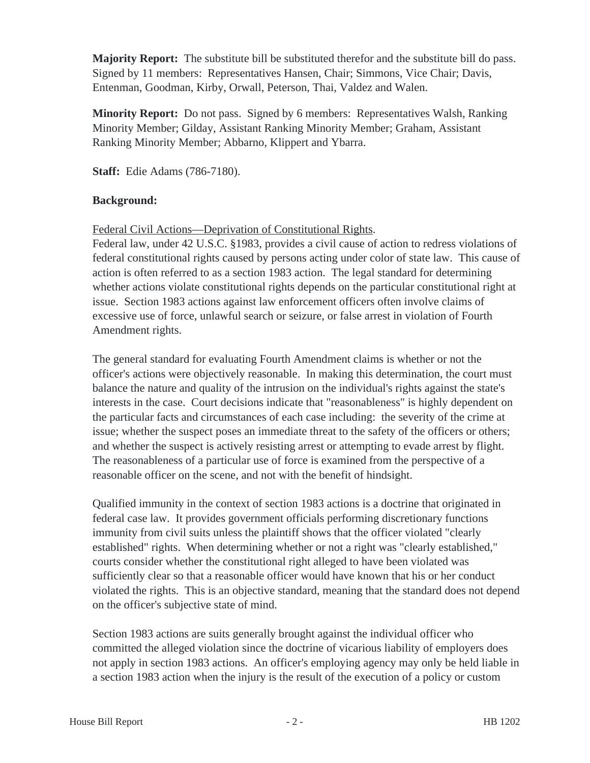**Majority Report:** The substitute bill be substituted therefor and the substitute bill do pass. Signed by 11 members: Representatives Hansen, Chair; Simmons, Vice Chair; Davis, Entenman, Goodman, Kirby, Orwall, Peterson, Thai, Valdez and Walen.

**Minority Report:** Do not pass. Signed by 6 members: Representatives Walsh, Ranking Minority Member; Gilday, Assistant Ranking Minority Member; Graham, Assistant Ranking Minority Member; Abbarno, Klippert and Ybarra.

**Staff:** Edie Adams (786-7180).

**Background:**

Federal Civil Actions—Deprivation of Constitutional Rights.
Federal law, under 42 U.S.C. §1983, provides a civil cause of action to redress violations of federal constitutional rights caused by persons acting under color of state law. This cause of action is often referred to as a section 1983 action. The legal standard for determining whether actions violate constitutional rights depends on the particular constitutional right at issue. Section 1983 actions against law enforcement officers often involve claims of excessive use of force, unlawful search or seizure, or false arrest in violation of Fourth Amendment rights.

The general standard for evaluating Fourth Amendment claims is whether or not the officer's actions were objectively reasonable. In making this determination, the court must balance the nature and quality of the intrusion on the individual's rights against the state's interests in the case. Court decisions indicate that "reasonableness" is highly dependent on the particular facts and circumstances of each case including: the severity of the crime at issue; whether the suspect poses an immediate threat to the safety of the officers or others; and whether the suspect is actively resisting arrest or attempting to evade arrest by flight. The reasonableness of a particular use of force is examined from the perspective of a reasonable officer on the scene, and not with the benefit of hindsight.

Qualified immunity in the context of section 1983 actions is a doctrine that originated in federal case law. It provides government officials performing discretionary functions immunity from civil suits unless the plaintiff shows that the officer violated "clearly established" rights. When determining whether or not a right was "clearly established," courts consider whether the constitutional right alleged to have been violated was sufficiently clear so that a reasonable officer would have known that his or her conduct violated the rights. This is an objective standard, meaning that the standard does not depend on the officer's subjective state of mind.

Section 1983 actions are suits generally brought against the individual officer who committed the alleged violation since the doctrine of vicarious liability of employers does not apply in section 1983 actions. An officer's employing agency may only be held liable in a section 1983 action when the injury is the result of the execution of a policy or custom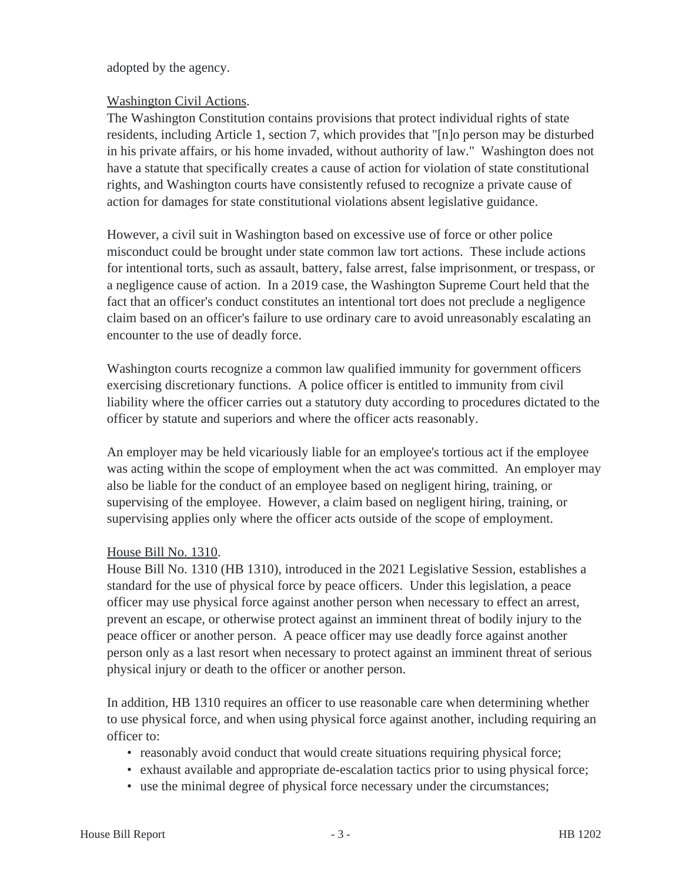adopted by the agency.

Washington Civil Actions.

The Washington Constitution contains provisions that protect individual rights of state residents, including Article 1, section 7, which provides that "[n]o person may be disturbed in his private affairs, or his home invaded, without authority of law." Washington does not have a statute that specifically creates a cause of action for violation of state constitutional rights, and Washington courts have consistently refused to recognize a private cause of action for damages for state constitutional violations absent legislative guidance.

However, a civil suit in Washington based on excessive use of force or other police misconduct could be brought under state common law tort actions. These include actions for intentional torts, such as assault, battery, false arrest, false imprisonment, or trespass, or a negligence cause of action. In a 2019 case, the Washington Supreme Court held that the fact that an officer's conduct constitutes an intentional tort does not preclude a negligence claim based on an officer's failure to use ordinary care to avoid unreasonably escalating an encounter to the use of deadly force.

Washington courts recognize a common law qualified immunity for government officers exercising discretionary functions. A police officer is entitled to immunity from civil liability where the officer carries out a statutory duty according to procedures dictated to the officer by statute and superiors and where the officer acts reasonably.

An employer may be held vicariously liable for an employee's tortious act if the employee was acting within the scope of employment when the act was committed. An employer may also be liable for the conduct of an employee based on negligent hiring, training, or supervising of the employee. However, a claim based on negligent hiring, training, or supervising applies only where the officer acts outside of the scope of employment.

House Bill No. 1310.

House Bill No. 1310 (HB 1310), introduced in the 2021 Legislative Session, establishes a standard for the use of physical force by peace officers. Under this legislation, a peace officer may use physical force against another person when necessary to effect an arrest, prevent an escape, or otherwise protect against an imminent threat of bodily injury to the peace officer or another person. A peace officer may use deadly force against another person only as a last resort when necessary to protect against an imminent threat of serious physical injury or death to the officer or another person.

In addition, HB 1310 requires an officer to use reasonable care when determining whether to use physical force, and when using physical force against another, including requiring an officer to:

- reasonably avoid conduct that would create situations requiring physical force;
- exhaust available and appropriate de-escalation tactics prior to using physical force;
- use the minimal degree of physical force necessary under the circumstances;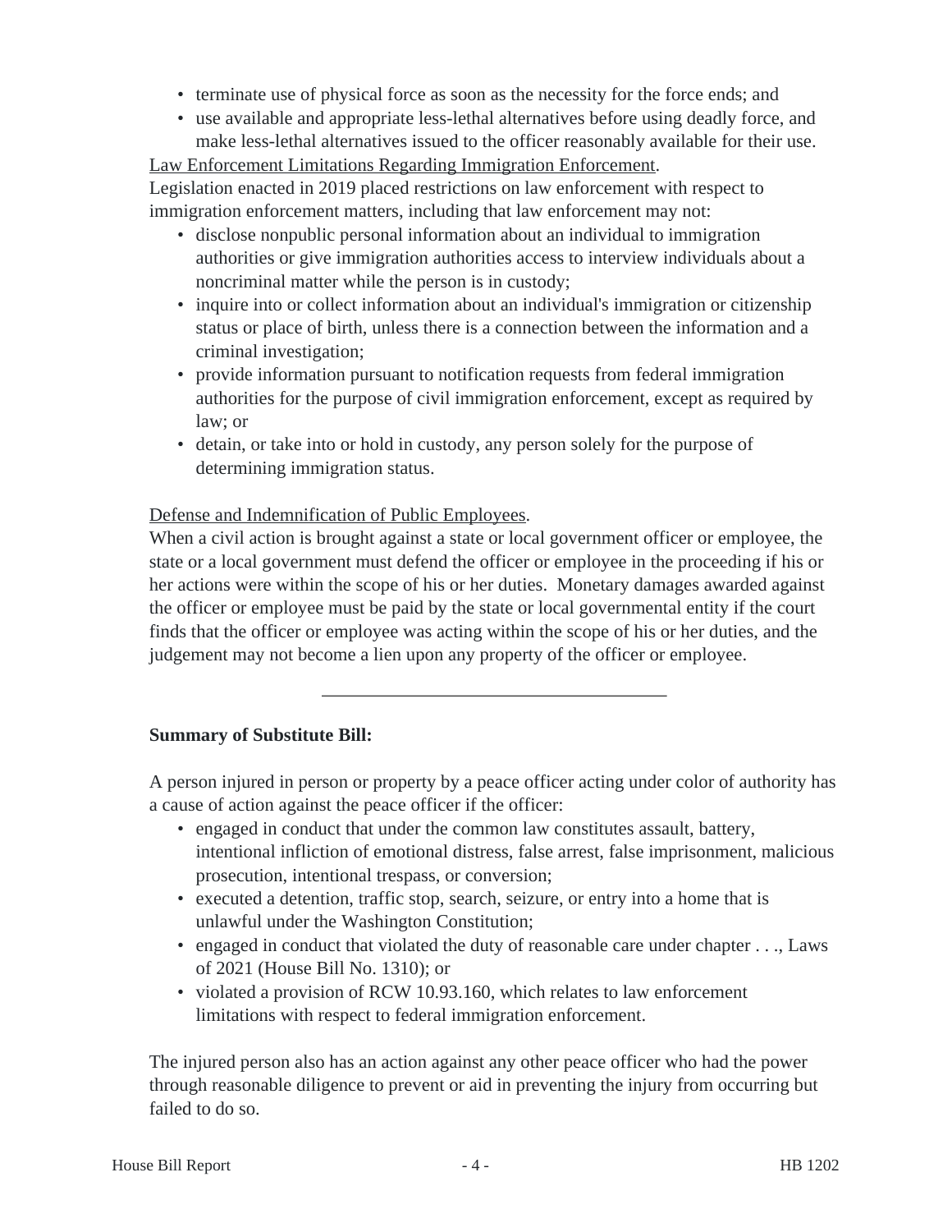- terminate use of physical force as soon as the necessity for the force ends; and
- use available and appropriate less-lethal alternatives before using deadly force, and make less-lethal alternatives issued to the officer reasonably available for their use.

Law Enforcement Limitations Regarding Immigration Enforcement.
Legislation enacted in 2019 placed restrictions on law enforcement with respect to immigration enforcement matters, including that law enforcement may not:

- disclose nonpublic personal information about an individual to immigration authorities or give immigration authorities access to interview individuals about a noncriminal matter while the person is in custody;
- inquire into or collect information about an individual's immigration or citizenship status or place of birth, unless there is a connection between the information and a criminal investigation;
- provide information pursuant to notification requests from federal immigration authorities for the purpose of civil immigration enforcement, except as required by law; or
- detain, or take into or hold in custody, any person solely for the purpose of determining immigration status.

Defense and Indemnification of Public Employees.
When a civil action is brought against a state or local government officer or employee, the state or a local government must defend the officer or employee in the proceeding if his or her actions were within the scope of his or her duties. Monetary damages awarded against the officer or employee must be paid by the state or local governmental entity if the court finds that the officer or employee was acting within the scope of his or her duties, and the judgement may not become a lien upon any property of the officer or employee.

---

**Summary of Substitute Bill:**

A person injured in person or property by a peace officer acting under color of authority has a cause of action against the peace officer if the officer:

- engaged in conduct that under the common law constitutes assault, battery, intentional infliction of emotional distress, false arrest, false imprisonment, malicious prosecution, intentional trespass, or conversion;
- executed a detention, traffic stop, search, seizure, or entry into a home that is unlawful under the Washington Constitution;
- engaged in conduct that violated the duty of reasonable care under chapter . . ., Laws of 2021 (House Bill No. 1310); or
- violated a provision of RCW 10.93.160, which relates to law enforcement limitations with respect to federal immigration enforcement.

The injured person also has an action against any other peace officer who had the power through reasonable diligence to prevent or aid in preventing the injury from occurring but failed to do so.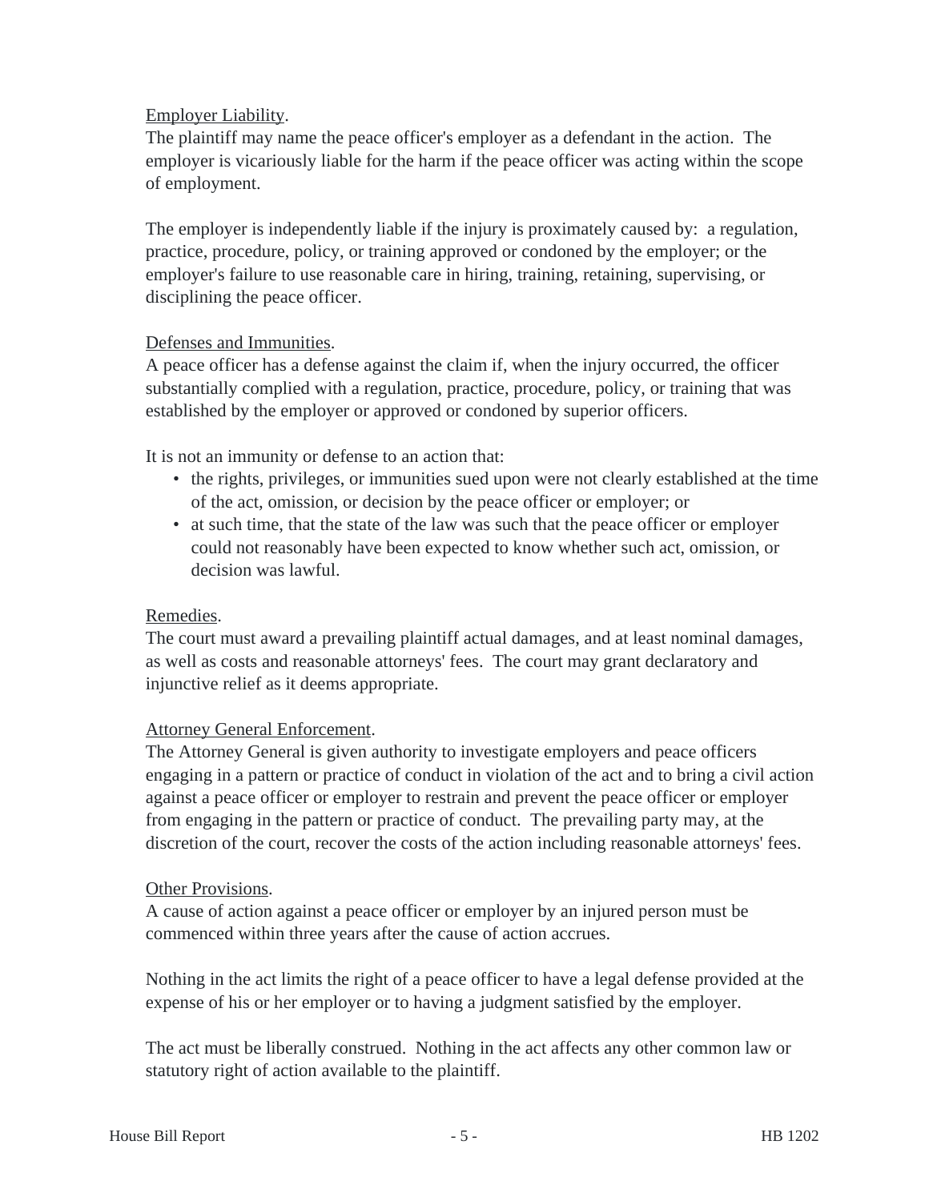Employer Liability.

The plaintiff may name the peace officer's employer as a defendant in the action. The employer is vicariously liable for the harm if the peace officer was acting within the scope of employment.

The employer is independently liable if the injury is proximately caused by: a regulation, practice, procedure, policy, or training approved or condoned by the employer; or the employer's failure to use reasonable care in hiring, training, retaining, supervising, or disciplining the peace officer.

Defenses and Immunities.

A peace officer has a defense against the claim if, when the injury occurred, the officer substantially complied with a regulation, practice, procedure, policy, or training that was established by the employer or approved or condoned by superior officers.

It is not an immunity or defense to an action that:

- the rights, privileges, or immunities sued upon were not clearly established at the time of the act, omission, or decision by the peace officer or employer; or
- at such time, that the state of the law was such that the peace officer or employer could not reasonably have been expected to know whether such act, omission, or decision was lawful.

Remedies.

The court must award a prevailing plaintiff actual damages, and at least nominal damages, as well as costs and reasonable attorneys' fees. The court may grant declaratory and injunctive relief as it deems appropriate.

Attorney General Enforcement.

The Attorney General is given authority to investigate employers and peace officers engaging in a pattern or practice of conduct in violation of the act and to bring a civil action against a peace officer or employer to restrain and prevent the peace officer or employer from engaging in the pattern or practice of conduct. The prevailing party may, at the discretion of the court, recover the costs of the action including reasonable attorneys' fees.

Other Provisions.

A cause of action against a peace officer or employer by an injured person must be commenced within three years after the cause of action accrues.

Nothing in the act limits the right of a peace officer to have a legal defense provided at the expense of his or her employer or to having a judgment satisfied by the employer.

The act must be liberally construed. Nothing in the act affects any other common law or statutory right of action available to the plaintiff.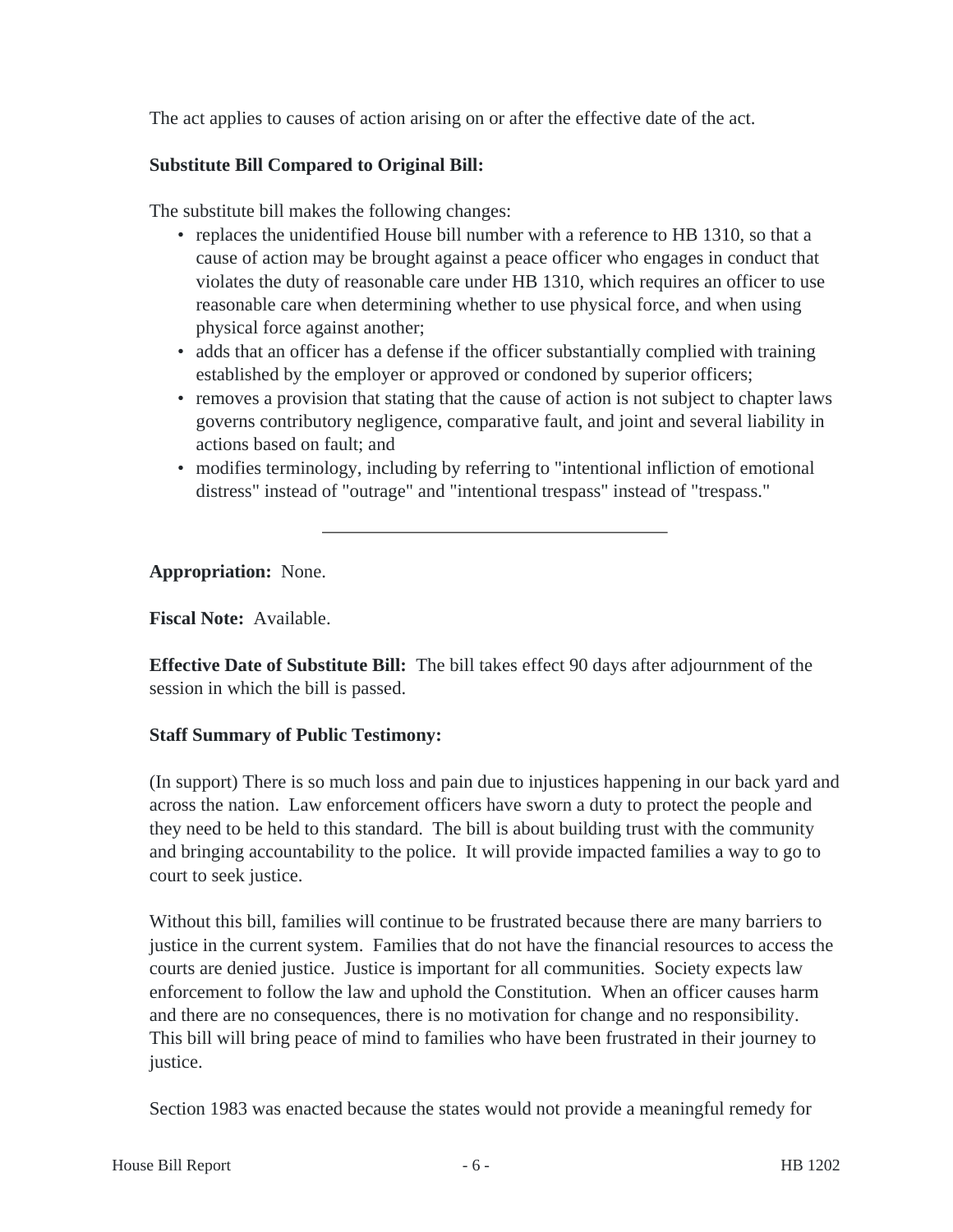The act applies to causes of action arising on or after the effective date of the act.

**Substitute Bill Compared to Original Bill:**

The substitute bill makes the following changes:

- replaces the unidentified House bill number with a reference to HB 1310, so that a cause of action may be brought against a peace officer who engages in conduct that violates the duty of reasonable care under HB 1310, which requires an officer to use reasonable care when determining whether to use physical force, and when using physical force against another;
- adds that an officer has a defense if the officer substantially complied with training established by the employer or approved or condoned by superior officers;
- removes a provision that stating that the cause of action is not subject to chapter laws governs contributory negligence, comparative fault, and joint and several liability in actions based on fault; and
- modifies terminology, including by referring to "intentional infliction of emotional distress" instead of "outrage" and "intentional trespass" instead of "trespass."

---

**Appropriation:** None.

**Fiscal Note:** Available.

**Effective Date of Substitute Bill:** The bill takes effect 90 days after adjournment of the session in which the bill is passed.

**Staff Summary of Public Testimony:**

(In support) There is so much loss and pain due to injustices happening in our back yard and across the nation. Law enforcement officers have sworn a duty to protect the people and they need to be held to this standard. The bill is about building trust with the community and bringing accountability to the police. It will provide impacted families a way to go to court to seek justice.

Without this bill, families will continue to be frustrated because there are many barriers to justice in the current system. Families that do not have the financial resources to access the courts are denied justice. Justice is important for all communities. Society expects law enforcement to follow the law and uphold the Constitution. When an officer causes harm and there are no consequences, there is no motivation for change and no responsibility. This bill will bring peace of mind to families who have been frustrated in their journey to justice.

Section 1983 was enacted because the states would not provide a meaningful remedy for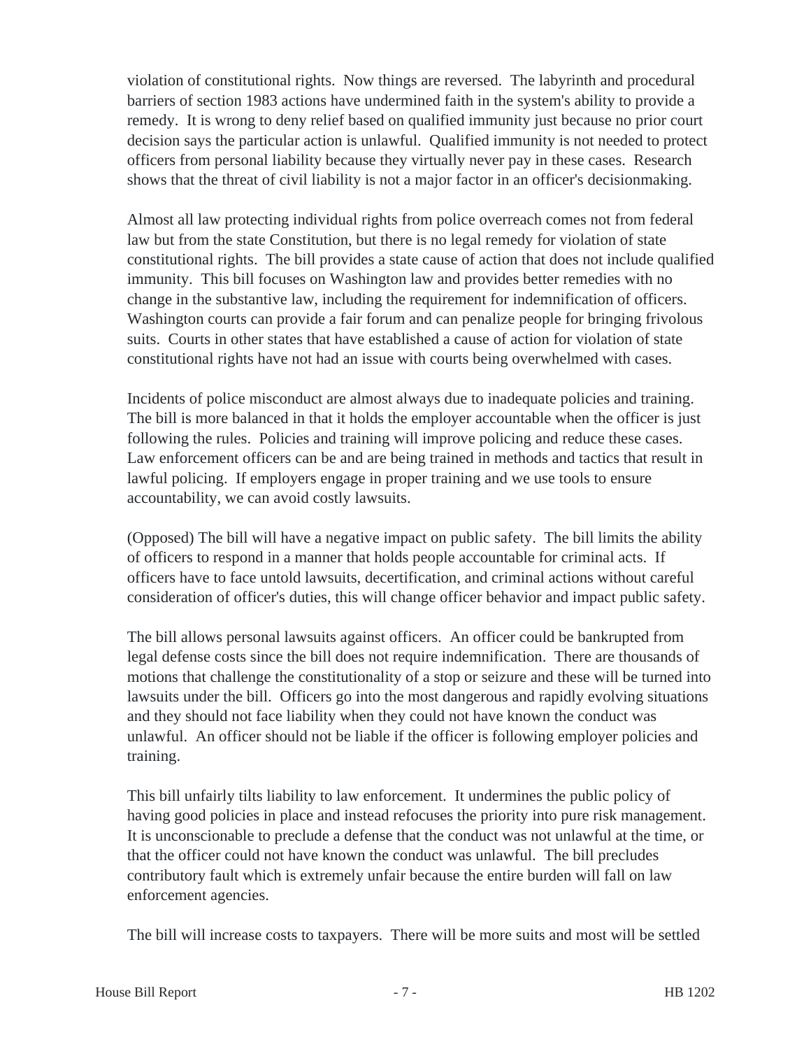violation of constitutional rights. Now things are reversed. The labyrinth and procedural barriers of section 1983 actions have undermined faith in the system's ability to provide a remedy. It is wrong to deny relief based on qualified immunity just because no prior court decision says the particular action is unlawful. Qualified immunity is not needed to protect officers from personal liability because they virtually never pay in these cases. Research shows that the threat of civil liability is not a major factor in an officer's decisionmaking.

Almost all law protecting individual rights from police overreach comes not from federal law but from the state Constitution, but there is no legal remedy for violation of state constitutional rights. The bill provides a state cause of action that does not include qualified immunity. This bill focuses on Washington law and provides better remedies with no change in the substantive law, including the requirement for indemnification of officers. Washington courts can provide a fair forum and can penalize people for bringing frivolous suits. Courts in other states that have established a cause of action for violation of state constitutional rights have not had an issue with courts being overwhelmed with cases.

Incidents of police misconduct are almost always due to inadequate policies and training. The bill is more balanced in that it holds the employer accountable when the officer is just following the rules. Policies and training will improve policing and reduce these cases. Law enforcement officers can be and are being trained in methods and tactics that result in lawful policing. If employers engage in proper training and we use tools to ensure accountability, we can avoid costly lawsuits.

(Opposed) The bill will have a negative impact on public safety. The bill limits the ability of officers to respond in a manner that holds people accountable for criminal acts. If officers have to face untold lawsuits, decertification, and criminal actions without careful consideration of officer's duties, this will change officer behavior and impact public safety.

The bill allows personal lawsuits against officers. An officer could be bankrupted from legal defense costs since the bill does not require indemnification. There are thousands of motions that challenge the constitutionality of a stop or seizure and these will be turned into lawsuits under the bill. Officers go into the most dangerous and rapidly evolving situations and they should not face liability when they could not have known the conduct was unlawful. An officer should not be liable if the officer is following employer policies and training.

This bill unfairly tilts liability to law enforcement. It undermines the public policy of having good policies in place and instead refocuses the priority into pure risk management. It is unconscionable to preclude a defense that the conduct was not unlawful at the time, or that the officer could not have known the conduct was unlawful. The bill precludes contributory fault which is extremely unfair because the entire burden will fall on law enforcement agencies.

The bill will increase costs to taxpayers. There will be more suits and most will be settled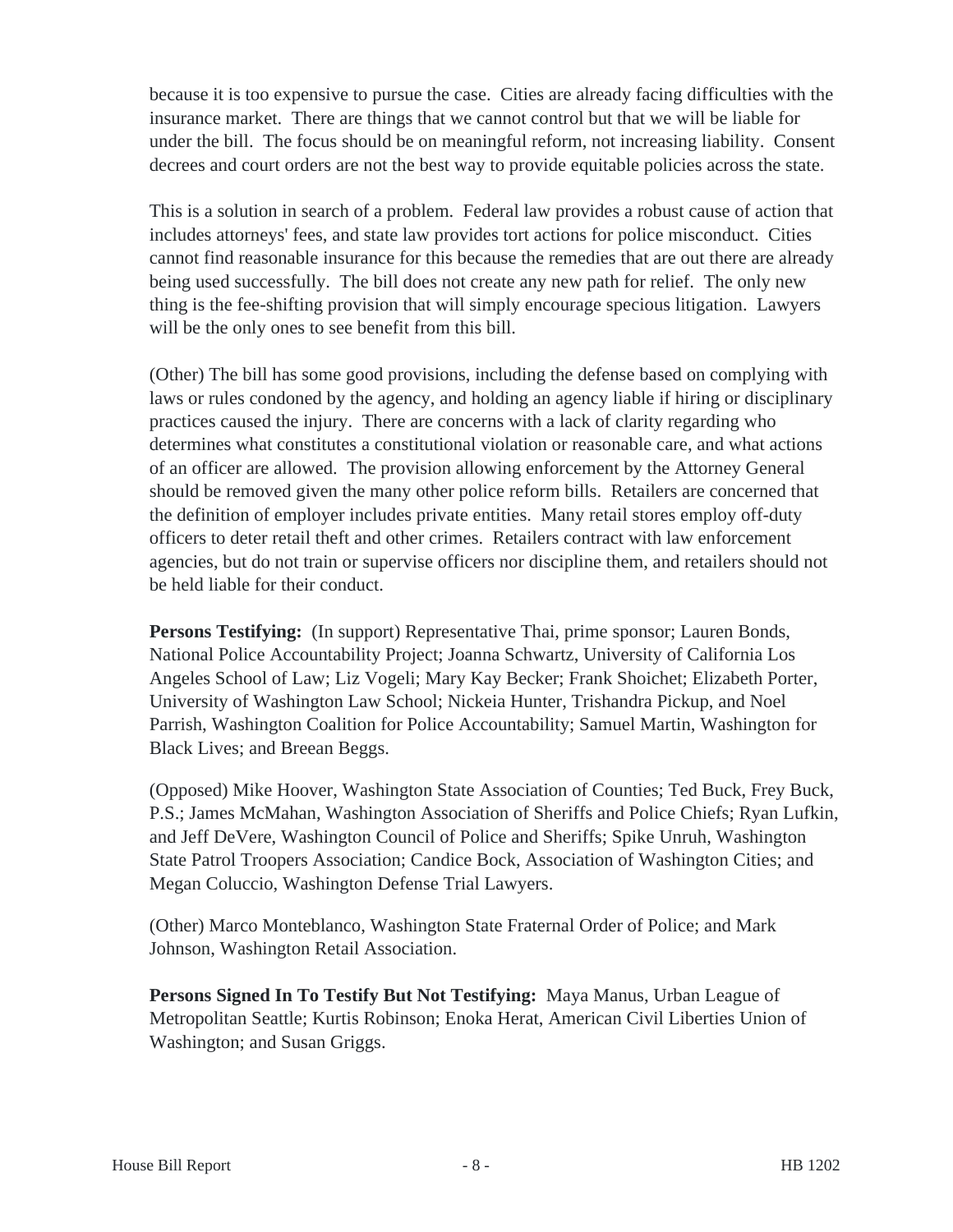because it is too expensive to pursue the case. Cities are already facing difficulties with the insurance market. There are things that we cannot control but that we will be liable for under the bill. The focus should be on meaningful reform, not increasing liability. Consent decrees and court orders are not the best way to provide equitable policies across the state.

This is a solution in search of a problem. Federal law provides a robust cause of action that includes attorneys' fees, and state law provides tort actions for police misconduct. Cities cannot find reasonable insurance for this because the remedies that are out there are already being used successfully. The bill does not create any new path for relief. The only new thing is the fee-shifting provision that will simply encourage specious litigation. Lawyers will be the only ones to see benefit from this bill.

(Other) The bill has some good provisions, including the defense based on complying with laws or rules condoned by the agency, and holding an agency liable if hiring or disciplinary practices caused the injury. There are concerns with a lack of clarity regarding who determines what constitutes a constitutional violation or reasonable care, and what actions of an officer are allowed. The provision allowing enforcement by the Attorney General should be removed given the many other police reform bills. Retailers are concerned that the definition of employer includes private entities. Many retail stores employ off-duty officers to deter retail theft and other crimes. Retailers contract with law enforcement agencies, but do not train or supervise officers nor discipline them, and retailers should not be held liable for their conduct.

**Persons Testifying:** (In support) Representative Thai, prime sponsor; Lauren Bonds, National Police Accountability Project; Joanna Schwartz, University of California Los Angeles School of Law; Liz Vogeli; Mary Kay Becker; Frank Shoichet; Elizabeth Porter, University of Washington Law School; Nickeia Hunter, Trishandra Pickup, and Noel Parrish, Washington Coalition for Police Accountability; Samuel Martin, Washington for Black Lives; and Breean Beggs.

(Opposed) Mike Hoover, Washington State Association of Counties; Ted Buck, Frey Buck, P.S.; James McMahan, Washington Association of Sheriffs and Police Chiefs; Ryan Lufkin, and Jeff DeVere, Washington Council of Police and Sheriffs; Spike Unruh, Washington State Patrol Troopers Association; Candice Bock, Association of Washington Cities; and Megan Coluccio, Washington Defense Trial Lawyers.

(Other) Marco Monteblanco, Washington State Fraternal Order of Police; and Mark Johnson, Washington Retail Association.

**Persons Signed In To Testify But Not Testifying:** Maya Manus, Urban League of Metropolitan Seattle; Kurtis Robinson; Enoka Herat, American Civil Liberties Union of Washington; and Susan Griggs.